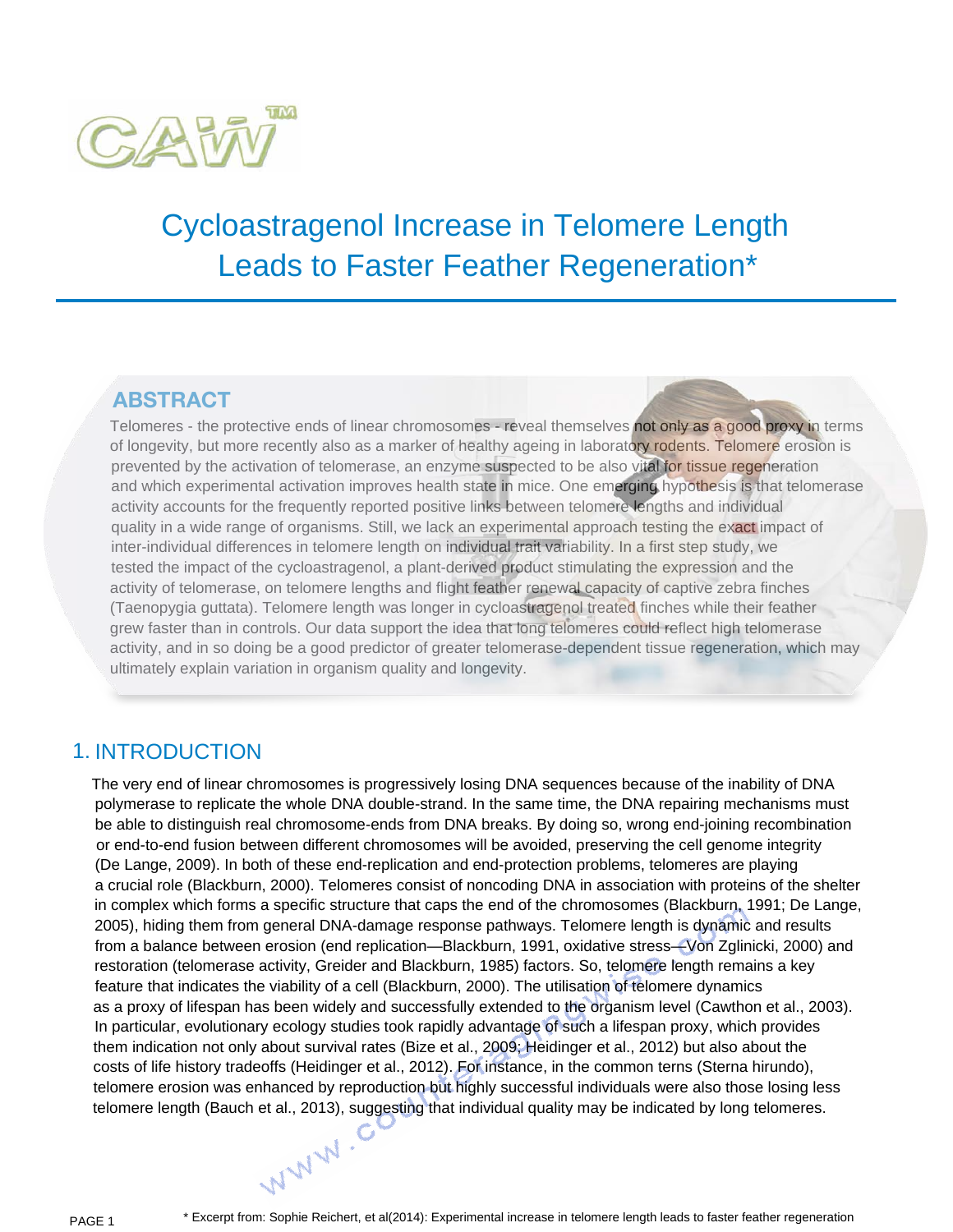CAW™

# Cycloastragenol Increase in Telomere Length Leads to Faster Feather Regeneration*

## ABSTRACT

Telomeres - the protective ends of linear chromosomes - reveal themselves not only as a good proxy in terms of longevity, but more recently also as a marker of healthy ageing in laboratory rodents. Telomere erosion is prevented by the activation of telomerase, an enzyme suspected to be also vital for tissue regeneration and which experimental activation improves health state in mice. One emerging hypothesis is that telomerase activity accounts for the frequently reported positive links between telomere lengths and individual quality in a wide range of organisms. Still, we lack an experimental approach testing the exact impact of inter-individual differences in telomere length on individual trait variability. In a first step study, we tested the impact of the cycloastragenol, a plant-derived product stimulating the expression and the activity of telomerase, on telomere lengths and flight feather renewal capacity of captive zebra finches (Taenopygia guttata). Telomere length was longer in cycloastragenol treated finches while their feather grew faster than in controls. Our data support the idea that long telomeres could reflect high telomerase activity, and in so doing be a good predictor of greater telomerase-dependent tissue regeneration, which may ultimately explain variation in organism quality and longevity.

## 1. INTRODUCTION

The very end of linear chromosomes is progressively losing DNA sequences because of the inability of DNA polymerase to replicate the whole DNA double-strand. In the same time, the DNA repairing mechanisms must be able to distinguish real chromosome-ends from DNA breaks. By doing so, wrong end-joining recombination or end-to-end fusion between different chromosomes will be avoided, preserving the cell genome integrity (De Lange, 2009). In both of these end-replication and end-protection problems, telomeres are playing a crucial role (Blackburn, 2000). Telomeres consist of noncoding DNA in association with proteins of the shelter in complex which forms a specific structure that caps the end of the chromosomes (Blackburn, 1991; De Lange, 2005), hiding them from general DNA-damage response pathways. Telomere length is dynamic and results from a balance between erosion (end replication—Blackburn, 1991, oxidative stress—Von Zglinicki, 2000) and restoration (telomerase activity, Greider and Blackburn, 1985) factors. So, telomere length remains a key feature that indicates the viability of a cell (Blackburn, 2000). The utilisation of telomere dynamics as a proxy of lifespan has been widely and successfully extended to the organism level (Cawthon et al., 2003). In particular, evolutionary ecology studies took rapidly advantage of such a lifespan proxy, which provides them indication not only about survival rates (Bize et al., 2009; Heidinger et al., 2012) but also about the costs of life history tradeoffs (Heidinger et al., 2012). For instance, in the common terns (Sterna hirundo), telomere erosion was enhanced by reproduction but highly successful individuals were also those losing less telomere length (Bauch et al., 2013), suggesting that individual quality may be indicated by long telomeres.

* Excerpt from: Sophie Reichert, et al(2014): Experimental increase in telomere length leads to faster feather regeneration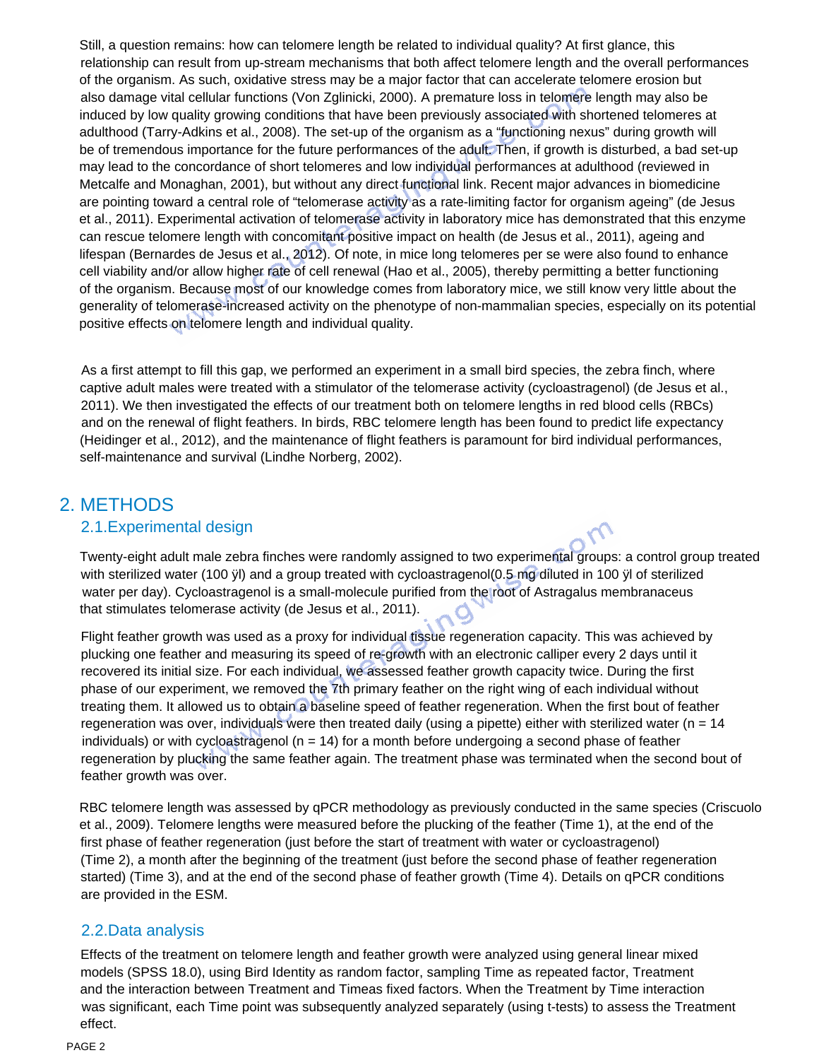Still, a question remains: how can telomere length be related to individual quality? At first glance, this relationship can result from up-stream mechanisms that both affect telomere length and the overall performances of the organism. As such, oxidative stress may be a major factor that can accelerate telomere erosion but also damage vital cellular functions (Von Zglinicki, 2000). A premature loss in telomere length may also be induced by low quality growing conditions that have been previously associated with shortened telomeres at adulthood (Tarry-Adkins et al., 2008). The set-up of the organism as a "functioning nexus" during growth will be of tremendous importance for the future performances of the adult. Then, if growth is disturbed, a bad set-up may lead to the concordance of short telomeres and low individual performances at adulthood (reviewed in Metcalfe and Monaghan, 2001), but without any direct functional link. Recent major advances in biomedicine are pointing toward a central role of "telomerase activity as a rate-limiting factor for organism ageing" (de Jesus et al., 2011). Experimental activation of telomerase activity in laboratory mice has demonstrated that this enzyme can rescue telomere length with concomitant positive impact on health (de Jesus et al., 2011), ageing and lifespan (Bernardes de Jesus et al., 2012). Of note, in mice long telomeres per se were also found to enhance cell viability and/or allow higher rate of cell renewal (Hao et al., 2005), thereby permitting a better functioning of the organism. Because most of our knowledge comes from laboratory mice, we still know very little about the generality of telomerase-increased activity on the phenotype of non-mammalian species, especially on its potential positive effects on telomere length and individual quality.

As a first attempt to fill this gap, we performed an experiment in a small bird species, the zebra finch, where captive adult males were treated with a stimulator of the telomerase activity (cycloastragenol) (de Jesus et al., 2011). We then investigated the effects of our treatment both on telomere lengths in red blood cells (RBCs) and on the renewal of flight feathers. In birds, RBC telomere length has been found to predict life expectancy (Heidinger et al., 2012), and the maintenance of flight feathers is paramount for bird individual performances, self-maintenance and survival (Lindhe Norberg, 2002).

# 2. METHODS

## 2.1.Experimental design

Twenty-eight adult male zebra finches were randomly assigned to two experimental groups: a control group treated with sterilized water (100 ÿl) and a group treated with cycloastragenol(0.5 mg diluted in 100 ÿl of sterilized water per day). Cycloastragenol is a small-molecule purified from the root of Astragalus membranaceus that stimulates telomerase activity (de Jesus et al., 2011).

Flight feather growth was used as a proxy for individual tissue regeneration capacity. This was achieved by plucking one feather and measuring its speed of re-growth with an electronic calliper every 2 days until it recovered its initial size. For each individual, we assessed feather growth capacity twice. During the first phase of our experiment, we removed the 7th primary feather on the right wing of each individual without treating them. It allowed us to obtain a baseline speed of feather regeneration. When the first bout of feather regeneration was over, individuals were then treated daily (using a pipette) either with sterilized water (n = 14 individuals) or with cycloastragenol (n = 14) for a month before undergoing a second phase of feather regeneration by plucking the same feather again. The treatment phase was terminated when the second bout of feather growth was over.

RBC telomere length was assessed by qPCR methodology as previously conducted in the same species (Criscuolo et al., 2009). Telomere lengths were measured before the plucking of the feather (Time 1), at the end of the first phase of feather regeneration (just before the start of treatment with water or cycloastragenol) (Time 2), a month after the beginning of the treatment (just before the second phase of feather regeneration started) (Time 3), and at the end of the second phase of feather growth (Time 4). Details on qPCR conditions are provided in the ESM.

## 2.2.Data analysis

Effects of the treatment on telomere length and feather growth were analyzed using general linear mixed models (SPSS 18.0), using Bird Identity as random factor, sampling Time as repeated factor, Treatment and the interaction between Treatment and Timeas fixed factors. When the Treatment by Time interaction was significant, each Time point was subsequently analyzed separately (using t-tests) to assess the Treatment effect.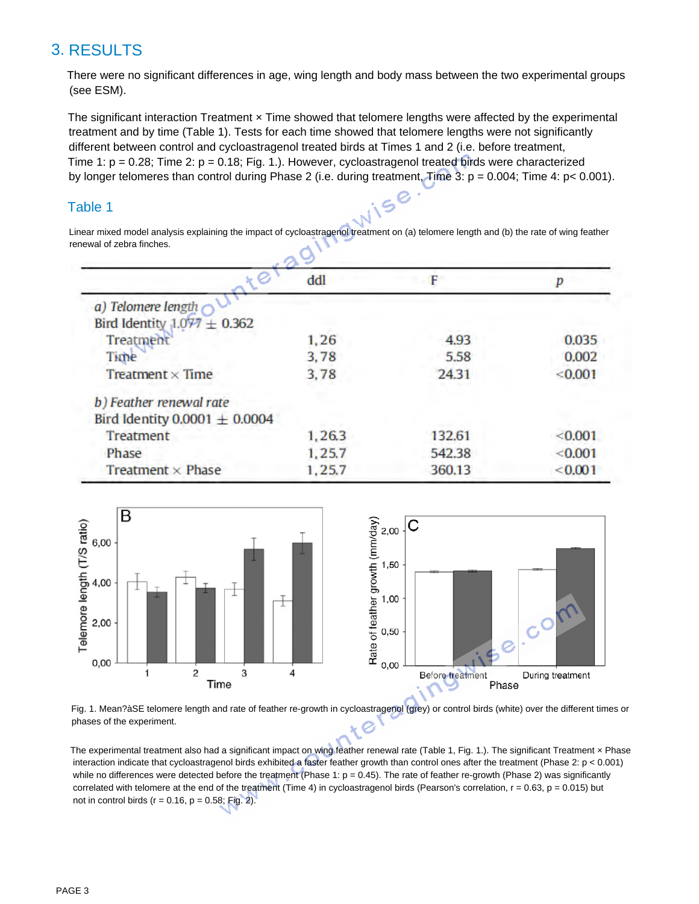## 3. RESULTS

There were no significant differences in age, wing length and body mass between the two experimental groups (see ESM).

The significant interaction Treatment × Time showed that telomere lengths were affected by the experimental treatment and by time (Table 1). Tests for each time showed that telomere lengths were not significantly different between control and cycloastragenol treated birds at Times 1 and 2 (i.e. before treatment, Time 1: $p = 0.28$; Time 2: $p = 0.18$; Fig. 1.). However, cycloastragenol treated birds were characterized by longer telomeres than control during Phase 2 (i.e. during treatment, Time 3: $p = 0.004$; Time 4: $p < 0.001$).

### Table 1

Linear mixed model analysis explaining the impact of cycloastragenol treatment on (a) telomere length and (b) the rate of wing feather renewal of zebra finches.

| | ddl | F | p |
|---|---|---|---|
| *a) Telomere length* | | | |
| Bird Identity 1.077 ± 0.362 | | | |
| Treatment | 1, 26 | 4.93 | 0.035 |
| Time | 3, 78 | 5.58 | 0.002 |
| Treatment × Time | 3, 78 | 24.31 | <0.001 |
| *b) Feather renewal rate* | | | |
| Bird Identity 0.0001 ± 0.0004 | | | |
| Treatment | 1, 26.3 | 132.61 | <0.001 |
| Phase | 1, 25.7 | 542.38 | <0.001 |
| Treatment × Phase | 1, 25.7 | 360.13 | <0.001 |

Fig. 1. Mean?àSE telomere length and rate of feather re-growth in cycloastragenol (grey) or control birds (white) over the different times or phases of the experiment.

The experimental treatment also had a significant impact on wing feather renewal rate (Table 1, Fig. 1.). The significant Treatment × Phase interaction indicate that cycloastragenol birds exhibited a faster feather growth than control ones after the treatment (Phase 2: $p < 0.001$) while no differences were detected before the treatment (Phase 1: $p = 0.45$). The rate of feather re-growth (Phase 2) was significantly correlated with telomere at the end of the treatment (Time 4) in cycloastragenol birds (Pearson's correlation, $r = 0.63$, $p = 0.015$) but not in control birds ($r = 0.16$, $p = 0.58$; Fig. 2).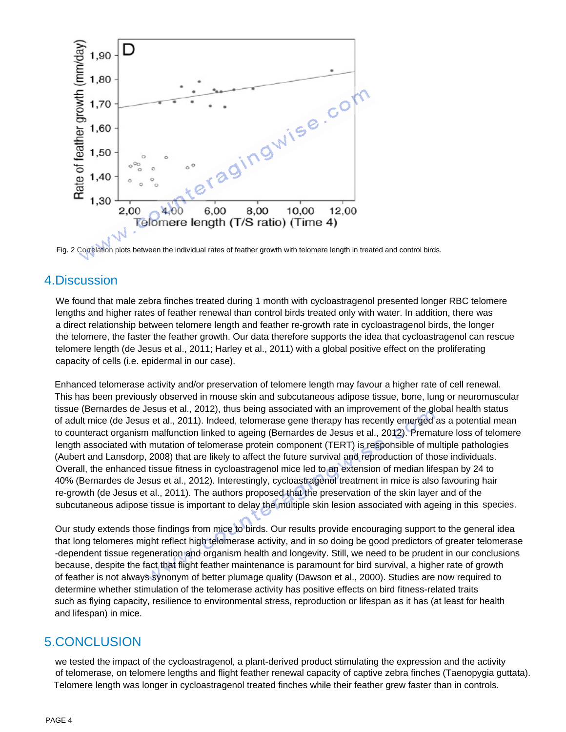Fig. 2 Correlation plots between the individual rates of feather growth with telomere length in treated and control birds.

## 4.Discussion

We found that male zebra finches treated during 1 month with cycloastragenol presented longer RBC telomere lengths and higher rates of feather renewal than control birds treated only with water. In addition, there was a direct relationship between telomere length and feather re-growth rate in cycloastragenol birds, the longer the telomere, the faster the feather growth. Our data therefore supports the idea that cycloastragenol can rescue telomere length (de Jesus et al., 2011; Harley et al., 2011) with a global positive effect on the proliferating capacity of cells (i.e. epidermal in our case).

Enhanced telomerase activity and/or preservation of telomere length may favour a higher rate of cell renewal. This has been previously observed in mouse skin and subcutaneous adipose tissue, bone, lung or neuromuscular tissue (Bernardes de Jesus et al., 2012), thus being associated with an improvement of the global health status of adult mice (de Jesus et al., 2011). Indeed, telomerase gene therapy has recently emerged as a potential mean to counteract organism malfunction linked to ageing (Bernardes de Jesus et al., 2012). Premature loss of telomere length associated with mutation of telomerase protein component (TERT) is responsible of multiple pathologies (Aubert and Lansdorp, 2008) that are likely to affect the future survival and reproduction of those individuals. Overall, the enhanced tissue fitness in cycloastragenol mice led to an extension of median lifespan by 24 to 40% (Bernardes de Jesus et al., 2012). Interestingly, cycloastragenol treatment in mice is also favouring hair re-growth (de Jesus et al., 2011). The authors proposed that the preservation of the skin layer and of the subcutaneous adipose tissue is important to delay the multiple skin lesion associated with ageing in this species.

Our study extends those findings from mice to birds. Our results provide encouraging support to the general idea that long telomeres might reflect high telomerase activity, and in so doing be good predictors of greater telomerase -dependent tissue regeneration and organism health and longevity. Still, we need to be prudent in our conclusions because, despite the fact that flight feather maintenance is paramount for bird survival, a higher rate of growth of feather is not always synonym of better plumage quality (Dawson et al., 2000). Studies are now required to determine whether stimulation of the telomerase activity has positive effects on bird fitness-related traits such as flying capacity, resilience to environmental stress, reproduction or lifespan as it has (at least for health and lifespan) in mice.

## 5.CONCLUSION

we tested the impact of the cycloastragenol, a plant-derived product stimulating the expression and the activity of telomerase, on telomere lengths and flight feather renewal capacity of captive zebra finches (Taenopygia guttata). Telomere length was longer in cycloastragenol treated finches while their feather grew faster than in controls.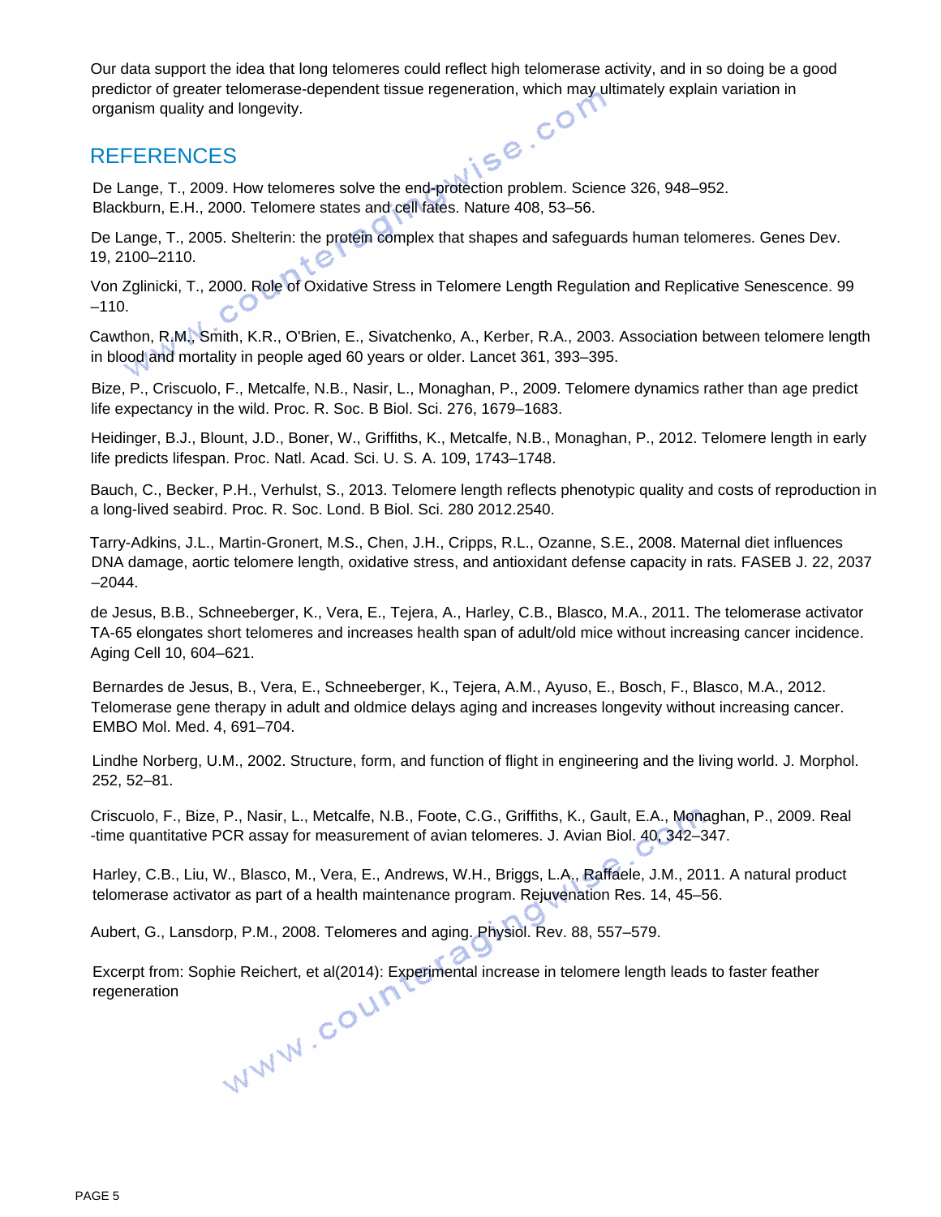Our data support the idea that long telomeres could reflect high telomerase activity, and in so doing be a good predictor of greater telomerase-dependent tissue regeneration, which may ultimately explain variation in organism quality and longevity.

## REFERENCES

De Lange, T., 2009. How telomeres solve the end-protection problem. Science 326, 948–952.
Blackburn, E.H., 2000. Telomere states and cell fates. Nature 408, 53–56.

De Lange, T., 2005. Shelterin: the protein complex that shapes and safeguards human telomeres. Genes Dev. 19, 2100–2110.

Von Zglinicki, T., 2000. Role of Oxidative Stress in Telomere Length Regulation and Replicative Senescence. 99 –110.

Cawthon, R.M., Smith, K.R., O'Brien, E., Sivatchenko, A., Kerber, R.A., 2003. Association between telomere length in blood and mortality in people aged 60 years or older. Lancet 361, 393–395.

Bize, P., Criscuolo, F., Metcalfe, N.B., Nasir, L., Monaghan, P., 2009. Telomere dynamics rather than age predict life expectancy in the wild. Proc. R. Soc. B Biol. Sci. 276, 1679–1683.

Heidinger, B.J., Blount, J.D., Boner, W., Griffiths, K., Metcalfe, N.B., Monaghan, P., 2012. Telomere length in early life predicts lifespan. Proc. Natl. Acad. Sci. U. S. A. 109, 1743–1748.

Bauch, C., Becker, P.H., Verhulst, S., 2013. Telomere length reflects phenotypic quality and costs of reproduction in a long-lived seabird. Proc. R. Soc. Lond. B Biol. Sci. 280 2012.2540.

Tarry-Adkins, J.L., Martin-Gronert, M.S., Chen, J.H., Cripps, R.L., Ozanne, S.E., 2008. Maternal diet influences DNA damage, aortic telomere length, oxidative stress, and antioxidant defense capacity in rats. FASEB J. 22, 2037 –2044.

de Jesus, B.B., Schneeberger, K., Vera, E., Tejera, A., Harley, C.B., Blasco, M.A., 2011. The telomerase activator TA-65 elongates short telomeres and increases health span of adult/old mice without increasing cancer incidence. Aging Cell 10, 604–621.

Bernardes de Jesus, B., Vera, E., Schneeberger, K., Tejera, A.M., Ayuso, E., Bosch, F., Blasco, M.A., 2012. Telomerase gene therapy in adult and oldmice delays aging and increases longevity without increasing cancer. EMBO Mol. Med. 4, 691–704.

Lindhe Norberg, U.M., 2002. Structure, form, and function of flight in engineering and the living world. J. Morphol. 252, 52–81.

Criscuolo, F., Bize, P., Nasir, L., Metcalfe, N.B., Foote, C.G., Griffiths, K., Gault, E.A., Monaghan, P., 2009. Real -time quantitative PCR assay for measurement of avian telomeres. J. Avian Biol. 40, 342–347.

Harley, C.B., Liu, W., Blasco, M., Vera, E., Andrews, W.H., Briggs, L.A., Raffaele, J.M., 2011. A natural product telomerase activator as part of a health maintenance program. Rejuvenation Res. 14, 45–56.

Aubert, G., Lansdorp, P.M., 2008. Telomeres and aging. Physiol. Rev. 88, 557–579.

Excerpt from: Sophie Reichert, et al(2014): Experimental increase in telomere length leads to faster feather regeneration